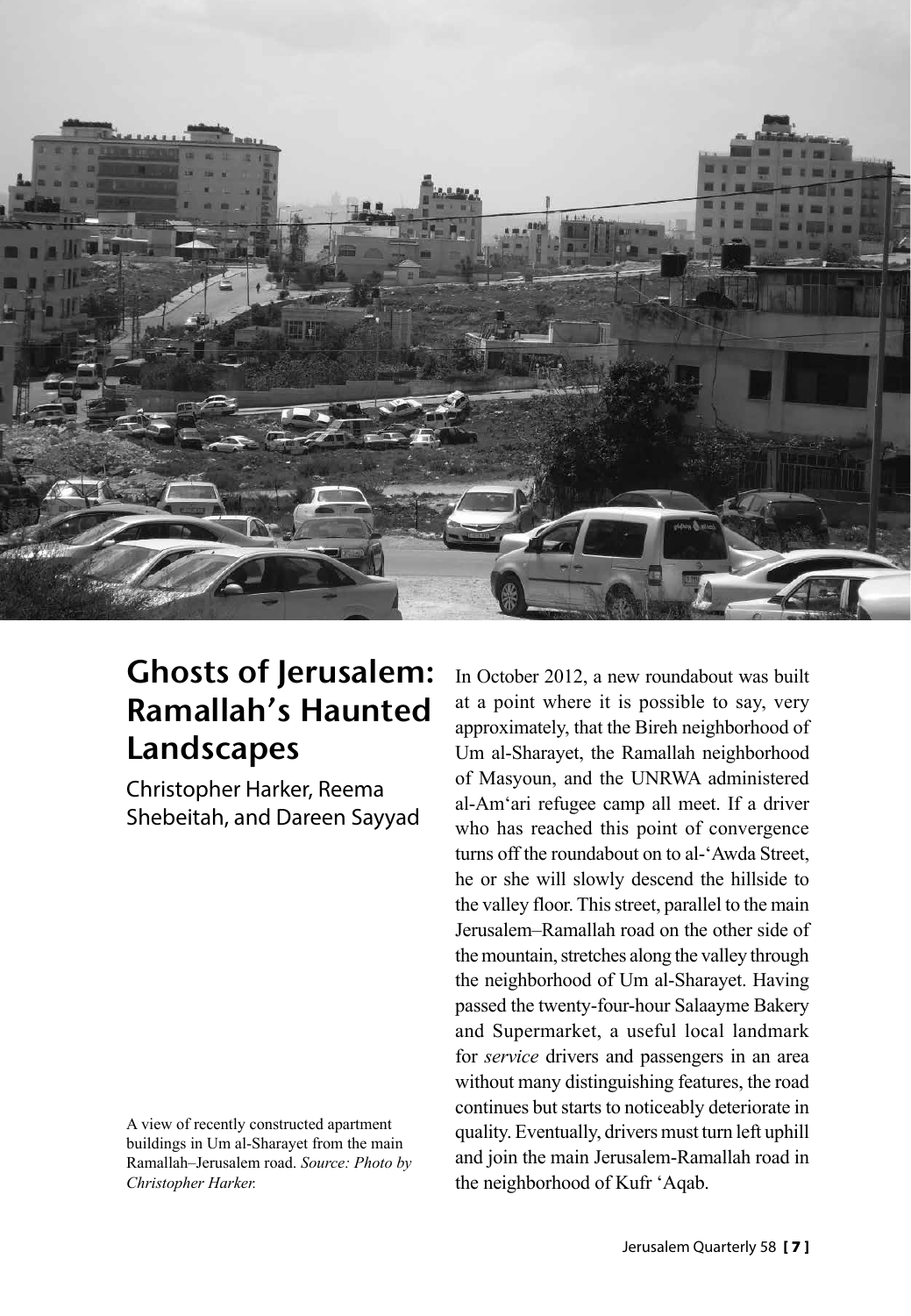# Ghosts of Jerusalem: Ramallah's Haunted Landscapes

Christopher Harker, Reema Shebeitah, and Dareen Sayyad

A view of recently constructed apartment buildings in Um al-Sharayet from the main Ramallah–Jerusalem road. *Source: Photo by Christopher Harker.*

In October 2012, a new roundabout was built at a point where it is possible to say, very approximately, that the Bireh neighborhood of Um al-Sharayet, the Ramallah neighborhood of Masyoun, and the UNRWA administered al-Am'ari refugee camp all meet. If a driver who has reached this point of convergence turns off the roundabout on to al-'Awda Street, he or she will slowly descend the hillside to the valley floor. This street, parallel to the main Jerusalem–Ramallah road on the other side of the mountain, stretches along the valley through the neighborhood of Um al-Sharayet. Having passed the twenty-four-hour Salaayme Bakery and Supermarket, a useful local landmark for *service* drivers and passengers in an area without many distinguishing features, the road continues but starts to noticeably deteriorate in quality. Eventually, drivers must turn left uphill and join the main Jerusalem-Ramallah road in the neighborhood of Kufr 'Aqab.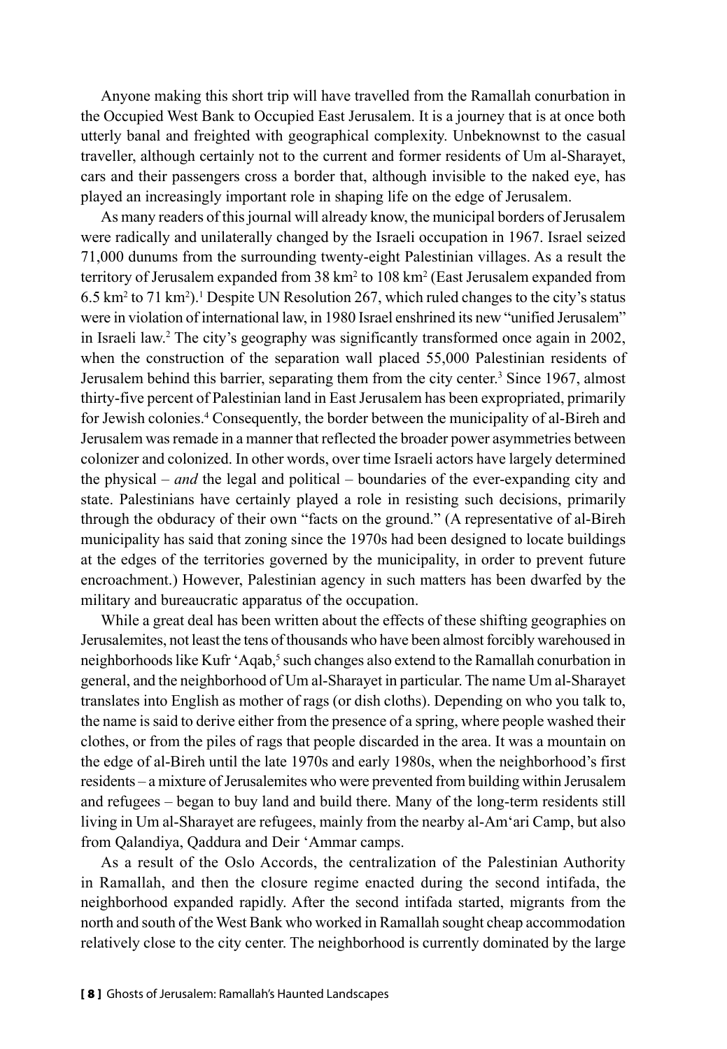Anyone making this short trip will have travelled from the Ramallah conurbation in the Occupied West Bank to Occupied East Jerusalem. It is a journey that is at once both utterly banal and freighted with geographical complexity. Unbeknownst to the casual traveller, although certainly not to the current and former residents of Um al-Sharayet, cars and their passengers cross a border that, although invisible to the naked eye, has played an increasingly important role in shaping life on the edge of Jerusalem.

As many readers of this journal will already know, the municipal borders of Jerusalem were radically and unilaterally changed by the Israeli occupation in 1967. Israel seized 71,000 dunums from the surrounding twenty-eight Palestinian villages. As a result the territory of Jerusalem expanded from 38 km$^2$ to 108 km$^2$ (East Jerusalem expanded from 6.5 km$^2$ to 71 km$^2$).[1] Despite UN Resolution 267, which ruled changes to the city's status were in violation of international law, in 1980 Israel enshrined its new "unified Jerusalem" in Israeli law.[2] The city's geography was significantly transformed once again in 2002, when the construction of the separation wall placed 55,000 Palestinian residents of Jerusalem behind this barrier, separating them from the city center.[3] Since 1967, almost thirty-five percent of Palestinian land in East Jerusalem has been expropriated, primarily for Jewish colonies.[4] Consequently, the border between the municipality of al-Bireh and Jerusalem was remade in a manner that reflected the broader power asymmetries between colonizer and colonized. In other words, over time Israeli actors have largely determined the physical – *and* the legal and political – boundaries of the ever-expanding city and state. Palestinians have certainly played a role in resisting such decisions, primarily through the obduracy of their own "facts on the ground." (A representative of al-Bireh municipality has said that zoning since the 1970s had been designed to locate buildings at the edges of the territories governed by the municipality, in order to prevent future encroachment.) However, Palestinian agency in such matters has been dwarfed by the military and bureaucratic apparatus of the occupation.

While a great deal has been written about the effects of these shifting geographies on Jerusalemites, not least the tens of thousands who have been almost forcibly warehoused in neighborhoods like Kufr 'Aqab,[5] such changes also extend to the Ramallah conurbation in general, and the neighborhood of Um al-Sharayet in particular. The name Um al-Sharayet translates into English as mother of rags (or dish cloths). Depending on who you talk to, the name is said to derive either from the presence of a spring, where people washed their clothes, or from the piles of rags that people discarded in the area. It was a mountain on the edge of al-Bireh until the late 1970s and early 1980s, when the neighborhood's first residents – a mixture of Jerusalemites who were prevented from building within Jerusalem and refugees – began to buy land and build there. Many of the long-term residents still living in Um al-Sharayet are refugees, mainly from the nearby al-Am'ari Camp, but also from Qalandiya, Qaddura and Deir 'Ammar camps.

As a result of the Oslo Accords, the centralization of the Palestinian Authority in Ramallah, and then the closure regime enacted during the second intifada, the neighborhood expanded rapidly. After the second intifada started, migrants from the north and south of the West Bank who worked in Ramallah sought cheap accommodation relatively close to the city center. The neighborhood is currently dominated by the large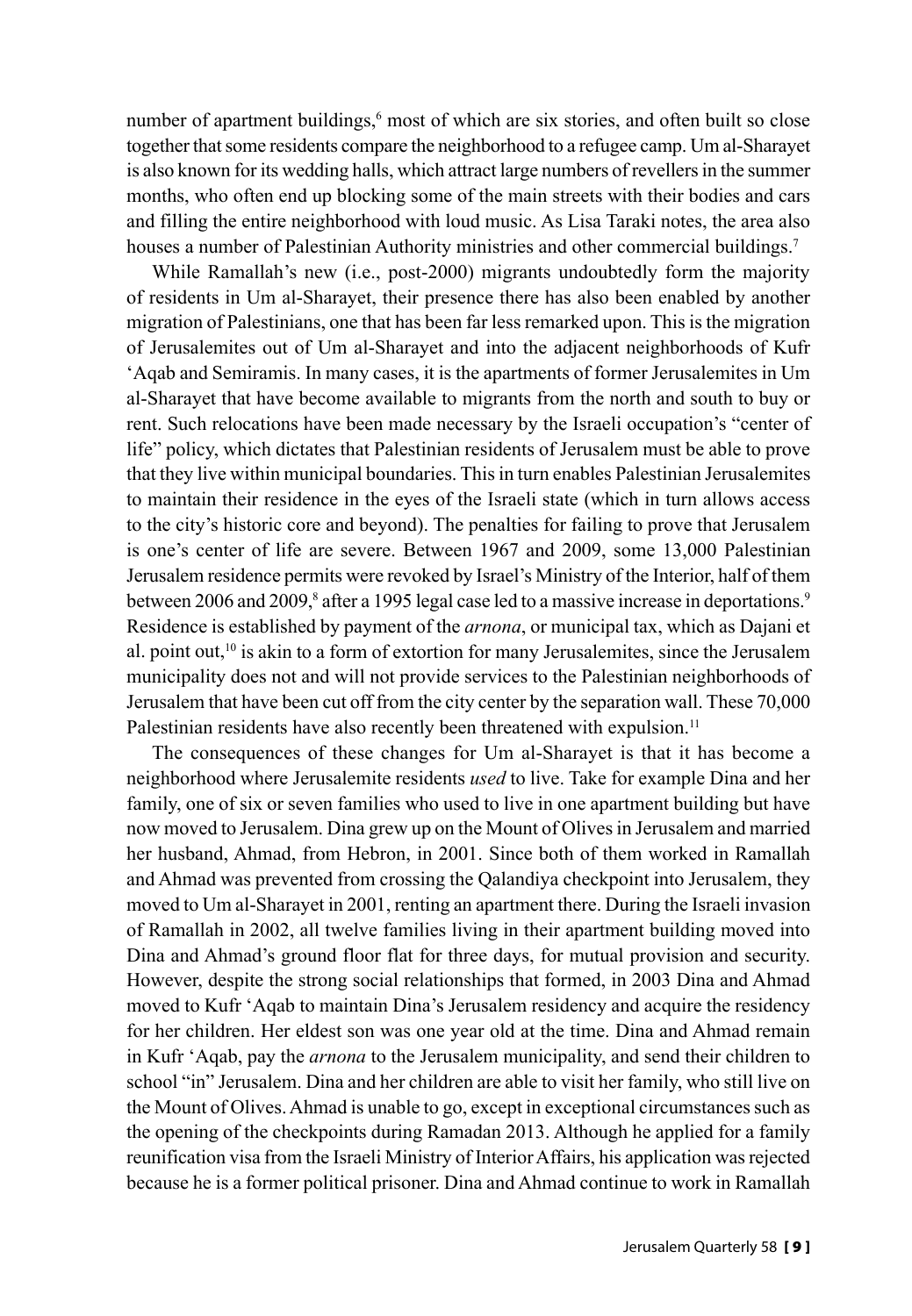number of apartment buildings,[6] most of which are six stories, and often built so close together that some residents compare the neighborhood to a refugee camp. Um al-Sharayet is also known for its wedding halls, which attract large numbers of revellers in the summer months, who often end up blocking some of the main streets with their bodies and cars and filling the entire neighborhood with loud music. As Lisa Taraki notes, the area also houses a number of Palestinian Authority ministries and other commercial buildings.[7]

While Ramallah's new (i.e., post-2000) migrants undoubtedly form the majority of residents in Um al-Sharayet, their presence there has also been enabled by another migration of Palestinians, one that has been far less remarked upon. This is the migration of Jerusalemites out of Um al-Sharayet and into the adjacent neighborhoods of Kufr 'Aqab and Semiramis. In many cases, it is the apartments of former Jerusalemites in Um al-Sharayet that have become available to migrants from the north and south to buy or rent. Such relocations have been made necessary by the Israeli occupation's "center of life" policy, which dictates that Palestinian residents of Jerusalem must be able to prove that they live within municipal boundaries. This in turn enables Palestinian Jerusalemites to maintain their residence in the eyes of the Israeli state (which in turn allows access to the city's historic core and beyond). The penalties for failing to prove that Jerusalem is one's center of life are severe. Between 1967 and 2009, some 13,000 Palestinian Jerusalem residence permits were revoked by Israel's Ministry of the Interior, half of them between 2006 and 2009,[8] after a 1995 legal case led to a massive increase in deportations.[9] Residence is established by payment of the *arnona*, or municipal tax, which as Dajani et al. point out,[10] is akin to a form of extortion for many Jerusalemites, since the Jerusalem municipality does not and will not provide services to the Palestinian neighborhoods of Jerusalem that have been cut off from the city center by the separation wall. These 70,000 Palestinian residents have also recently been threatened with expulsion.[11]

The consequences of these changes for Um al-Sharayet is that it has become a neighborhood where Jerusalemite residents *used* to live. Take for example Dina and her family, one of six or seven families who used to live in one apartment building but have now moved to Jerusalem. Dina grew up on the Mount of Olives in Jerusalem and married her husband, Ahmad, from Hebron, in 2001. Since both of them worked in Ramallah and Ahmad was prevented from crossing the Qalandiya checkpoint into Jerusalem, they moved to Um al-Sharayet in 2001, renting an apartment there. During the Israeli invasion of Ramallah in 2002, all twelve families living in their apartment building moved into Dina and Ahmad's ground floor flat for three days, for mutual provision and security. However, despite the strong social relationships that formed, in 2003 Dina and Ahmad moved to Kufr 'Aqab to maintain Dina's Jerusalem residency and acquire the residency for her children. Her eldest son was one year old at the time. Dina and Ahmad remain in Kufr 'Aqab, pay the *arnona* to the Jerusalem municipality, and send their children to school "in" Jerusalem. Dina and her children are able to visit her family, who still live on the Mount of Olives. Ahmad is unable to go, except in exceptional circumstances such as the opening of the checkpoints during Ramadan 2013. Although he applied for a family reunification visa from the Israeli Ministry of Interior Affairs, his application was rejected because he is a former political prisoner. Dina and Ahmad continue to work in Ramallah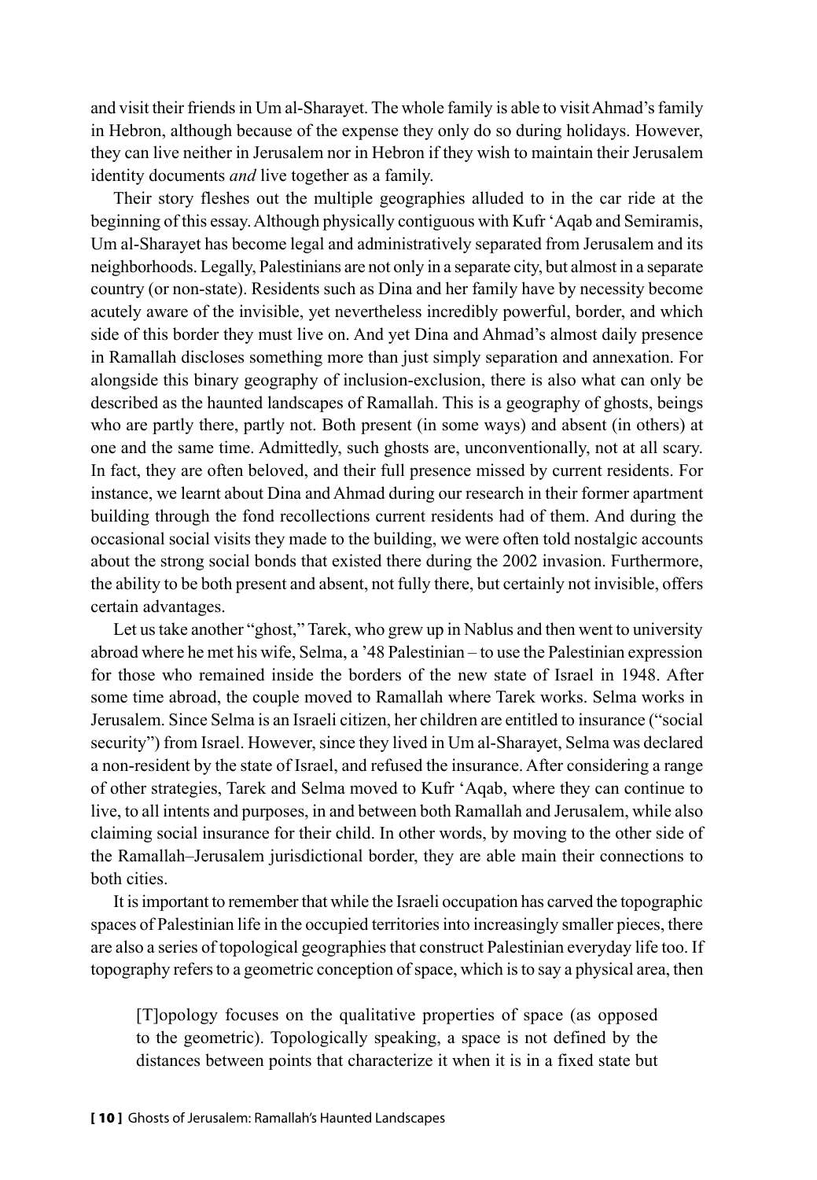and visit their friends in Um al-Sharayet. The whole family is able to visit Ahmad's family in Hebron, although because of the expense they only do so during holidays. However, they can live neither in Jerusalem nor in Hebron if they wish to maintain their Jerusalem identity documents *and* live together as a family.

Their story fleshes out the multiple geographies alluded to in the car ride at the beginning of this essay. Although physically contiguous with Kufr 'Aqab and Semiramis, Um al-Sharayet has become legal and administratively separated from Jerusalem and its neighborhoods. Legally, Palestinians are not only in a separate city, but almost in a separate country (or non-state). Residents such as Dina and her family have by necessity become acutely aware of the invisible, yet nevertheless incredibly powerful, border, and which side of this border they must live on. And yet Dina and Ahmad's almost daily presence in Ramallah discloses something more than just simply separation and annexation. For alongside this binary geography of inclusion-exclusion, there is also what can only be described as the haunted landscapes of Ramallah. This is a geography of ghosts, beings who are partly there, partly not. Both present (in some ways) and absent (in others) at one and the same time. Admittedly, such ghosts are, unconventionally, not at all scary. In fact, they are often beloved, and their full presence missed by current residents. For instance, we learnt about Dina and Ahmad during our research in their former apartment building through the fond recollections current residents had of them. And during the occasional social visits they made to the building, we were often told nostalgic accounts about the strong social bonds that existed there during the 2002 invasion. Furthermore, the ability to be both present and absent, not fully there, but certainly not invisible, offers certain advantages.

Let us take another "ghost," Tarek, who grew up in Nablus and then went to university abroad where he met his wife, Selma, a '48 Palestinian – to use the Palestinian expression for those who remained inside the borders of the new state of Israel in 1948. After some time abroad, the couple moved to Ramallah where Tarek works. Selma works in Jerusalem. Since Selma is an Israeli citizen, her children are entitled to insurance ("social security") from Israel. However, since they lived in Um al-Sharayet, Selma was declared a non-resident by the state of Israel, and refused the insurance. After considering a range of other strategies, Tarek and Selma moved to Kufr 'Aqab, where they can continue to live, to all intents and purposes, in and between both Ramallah and Jerusalem, while also claiming social insurance for their child. In other words, by moving to the other side of the Ramallah–Jerusalem jurisdictional border, they are able main their connections to both cities.

It is important to remember that while the Israeli occupation has carved the topographic spaces of Palestinian life in the occupied territories into increasingly smaller pieces, there are also a series of topological geographies that construct Palestinian everyday life too. If topography refers to a geometric conception of space, which is to say a physical area, then

> [T]opology focuses on the qualitative properties of space (as opposed to the geometric). Topologically speaking, a space is not defined by the distances between points that characterize it when it is in a fixed state but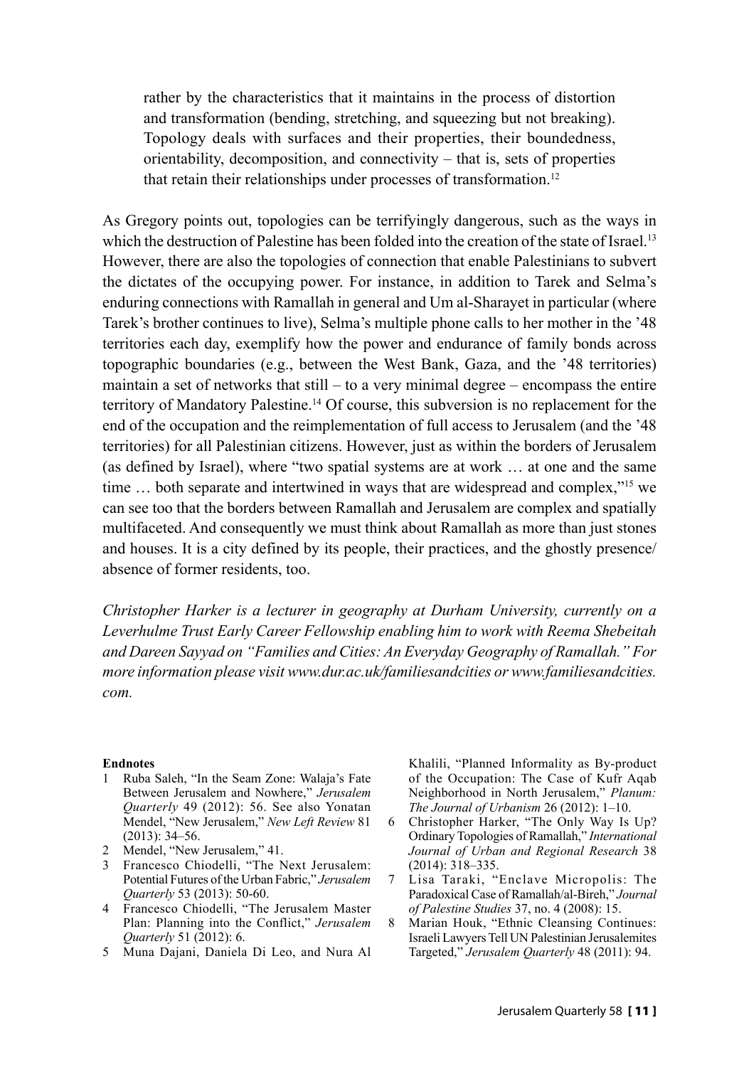rather by the characteristics that it maintains in the process of distortion and transformation (bending, stretching, and squeezing but not breaking). Topology deals with surfaces and their properties, their boundedness, orientability, decomposition, and connectivity – that is, sets of properties that retain their relationships under processes of transformation.[12]

As Gregory points out, topologies can be terrifyingly dangerous, such as the ways in which the destruction of Palestine has been folded into the creation of the state of Israel.[13] However, there are also the topologies of connection that enable Palestinians to subvert the dictates of the occupying power. For instance, in addition to Tarek and Selma's enduring connections with Ramallah in general and Um al-Sharayet in particular (where Tarek's brother continues to live), Selma's multiple phone calls to her mother in the '48 territories each day, exemplify how the power and endurance of family bonds across topographic boundaries (e.g., between the West Bank, Gaza, and the '48 territories) maintain a set of networks that still – to a very minimal degree – encompass the entire territory of Mandatory Palestine.[14] Of course, this subversion is no replacement for the end of the occupation and the reimplementation of full access to Jerusalem (and the '48 territories) for all Palestinian citizens. However, just as within the borders of Jerusalem (as defined by Israel), where "two spatial systems are at work … at one and the same time … both separate and intertwined in ways that are widespread and complex,"[15] we can see too that the borders between Ramallah and Jerusalem are complex and spatially multifaceted. And consequently we must think about Ramallah as more than just stones and houses. It is a city defined by its people, their practices, and the ghostly presence/absence of former residents, too.

*Christopher Harker is a lecturer in geography at Durham University, currently on a Leverhulme Trust Early Career Fellowship enabling him to work with Reema Shebeitah and Dareen Sayyad on "Families and Cities: An Everyday Geography of Ramallah." For more information please visit www.dur.ac.uk/familiesandcities or www.familiesandcities.com.*

**Endnotes**

1. Ruba Saleh, "In the Seam Zone: Walaja's Fate Between Jerusalem and Nowhere," *Jerusalem Quarterly* 49 (2012): 56. See also Yonatan Mendel, "New Jerusalem," *New Left Review* 81 (2013): 34–56.
2. Mendel, "New Jerusalem," 41.
3. Francesco Chiodelli, "The Next Jerusalem: Potential Futures of the Urban Fabric," *Jerusalem Quarterly* 53 (2013): 50-60.
4. Francesco Chiodelli, "The Jerusalem Master Plan: Planning into the Conflict," *Jerusalem Quarterly* 51 (2012): 6.
5. Muna Dajani, Daniela Di Leo, and Nura Al Khalili, "Planned Informality as By-product of the Occupation: The Case of Kufr Aqab Neighborhood in North Jerusalem," *Planum: The Journal of Urbanism* 26 (2012): 1–10.
6. Christopher Harker, "The Only Way Is Up? Ordinary Topologies of Ramallah," *International Journal of Urban and Regional Research* 38 (2014): 318–335.
7. Lisa Taraki, "Enclave Micropolis: The Paradoxical Case of Ramallah/al-Bireh," *Journal of Palestine Studies* 37, no. 4 (2008): 15.
8. Marian Houk, "Ethnic Cleansing Continues: Israeli Lawyers Tell UN Palestinian Jerusalemites Targeted," *Jerusalem Quarterly* 48 (2011): 94.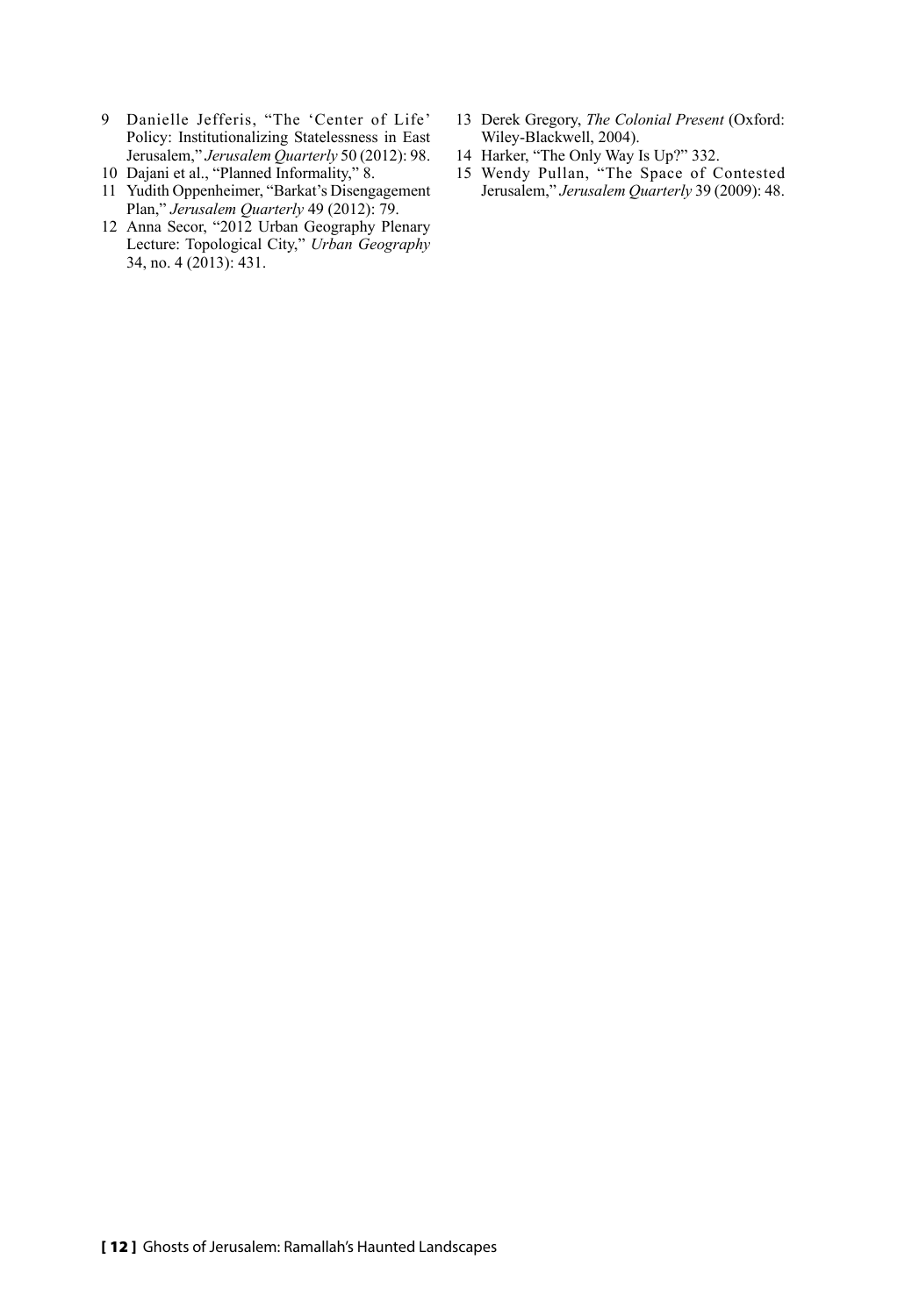9 Danielle Jefferis, "The 'Center of Life' Policy: Institutionalizing Statelessness in East Jerusalem," *Jerusalem Quarterly* 50 (2012): 98.

10 Dajani et al., "Planned Informality," 8.

11 Yudith Oppenheimer, "Barkat's Disengagement Plan," *Jerusalem Quarterly* 49 (2012): 79.

12 Anna Secor, "2012 Urban Geography Plenary Lecture: Topological City," *Urban Geography* 34, no. 4 (2013): 431.

13 Derek Gregory, *The Colonial Present* (Oxford: Wiley-Blackwell, 2004).

14 Harker, "The Only Way Is Up?" 332.

15 Wendy Pullan, "The Space of Contested Jerusalem," *Jerusalem Quarterly* 39 (2009): 48.